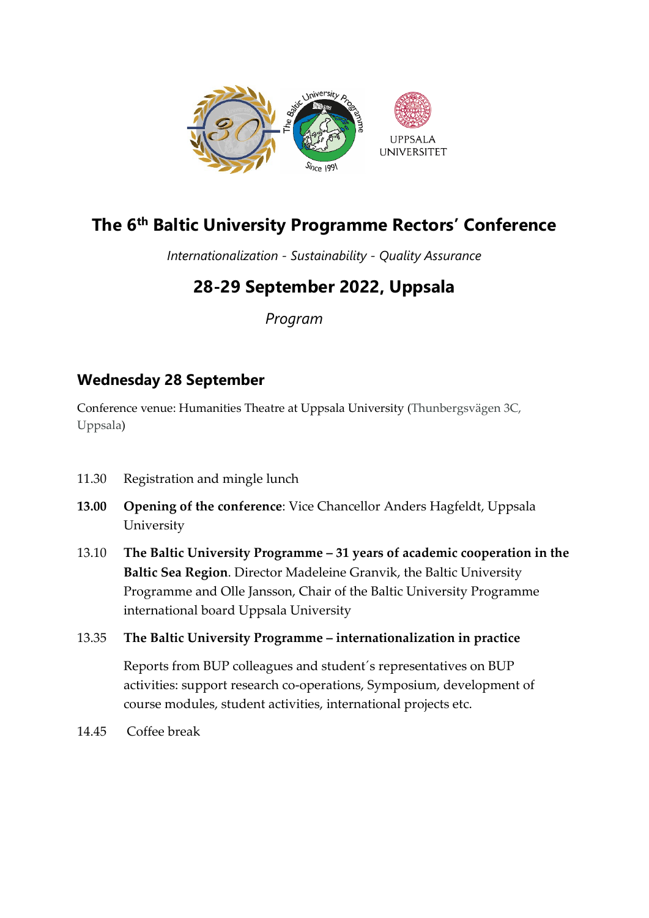UPPSALA UNIVERSITET

# The 6th Baltic University Programme Rectors' Conference

*Internationalization - Sustainability - Quality Assurance*

## 28-29 September 2022, Uppsala

*Program*

### Wednesday 28 September

Conference venue: Humanities Theatre at Uppsala University (Thunbergsvägen 3C, Uppsala)

11.30 Registration and mingle lunch

**13.00** **Opening of the conference**: Vice Chancellor Anders Hagfeldt, Uppsala University

13.10 **The Baltic University Programme – 31 years of academic cooperation in the Baltic Sea Region**. Director Madeleine Granvik, the Baltic University Programme and Olle Jansson, Chair of the Baltic University Programme international board Uppsala University

13.35 **The Baltic University Programme – internationalization in practice**

Reports from BUP colleagues and student´s representatives on BUP activities: support research co-operations, Symposium, development of course modules, student activities, international projects etc.

14.45 Coffee break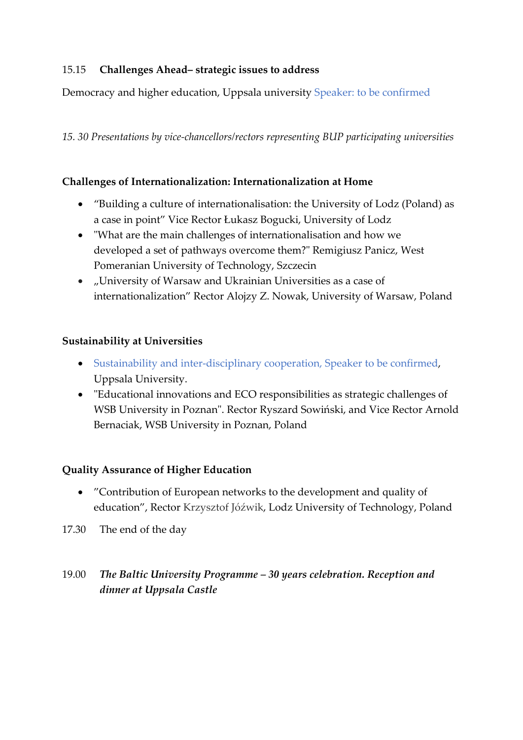15.15 **Challenges Ahead– strategic issues to address**

Democracy and higher education, Uppsala university Speaker: to be confirmed

*15. 30 Presentations by vice-chancellors/rectors representing BUP participating universities*

**Challenges of Internationalization: Internationalization at Home**

- "Building a culture of internationalisation: the University of Lodz (Poland) as a case in point" Vice Rector Łukasz Bogucki, University of Lodz
- "What are the main challenges of internationalisation and how we developed a set of pathways overcome them?" Remigiusz Panicz, West Pomeranian University of Technology, Szczecin
- „University of Warsaw and Ukrainian Universities as a case of internationalization" Rector Alojzy Z. Nowak, University of Warsaw, Poland

**Sustainability at Universities**

- Sustainability and inter-disciplinary cooperation, Speaker to be confirmed, Uppsala University.
- "Educational innovations and ECO responsibilities as strategic challenges of WSB University in Poznan". Rector Ryszard Sowiński, and Vice Rector Arnold Bernaciak, WSB University in Poznan, Poland

**Quality Assurance of Higher Education**

- "Contribution of European networks to the development and quality of education", Rector Krzysztof Jóźwik, Lodz University of Technology, Poland

17.30 The end of the day

19.00 ***The Baltic University Programme – 30 years celebration. Reception and dinner at Uppsala Castle***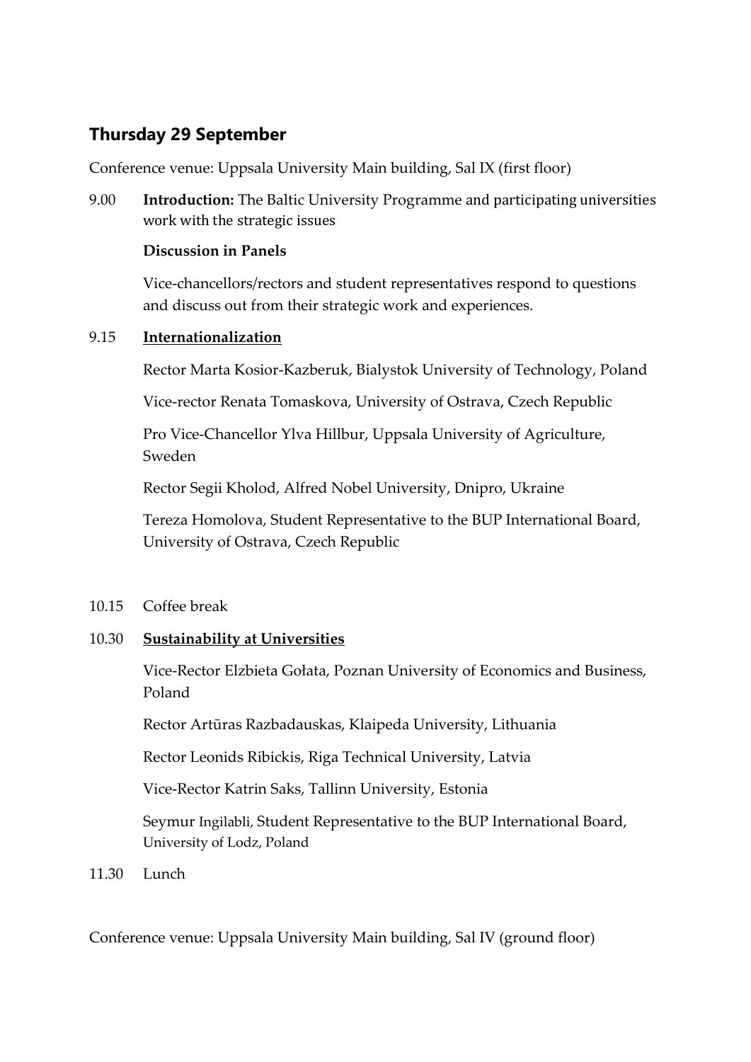## Thursday 29 September

Conference venue: Uppsala University Main building, Sal IX (first floor)

9.00 **Introduction:** The Baltic University Programme and participating universities work with the strategic issues

**Discussion in Panels**

Vice-chancellors/rectors and student representatives respond to questions and discuss out from their strategic work and experiences.

9.15 **Internationalization**

Rector Marta Kosior-Kazberuk, Bialystok University of Technology, Poland

Vice-rector Renata Tomaskova, University of Ostrava, Czech Republic

Pro Vice-Chancellor Ylva Hillbur, Uppsala University of Agriculture, Sweden

Rector Segii Kholod, Alfred Nobel University, Dnipro, Ukraine

Tereza Homolova, Student Representative to the BUP International Board, University of Ostrava, Czech Republic

10.15 Coffee break

10.30 **Sustainability at Universities**

Vice-Rector Elzbieta Gołata, Poznan University of Economics and Business, Poland

Rector Artūras Razbadauskas, Klaipeda University, Lithuania

Rector Leonids Ribickis, Riga Technical University, Latvia

Vice-Rector Katrin Saks, Tallinn University, Estonia

Seymur Ingilabli, Student Representative to the BUP International Board, University of Lodz, Poland

11.30 Lunch

Conference venue: Uppsala University Main building, Sal IV (ground floor)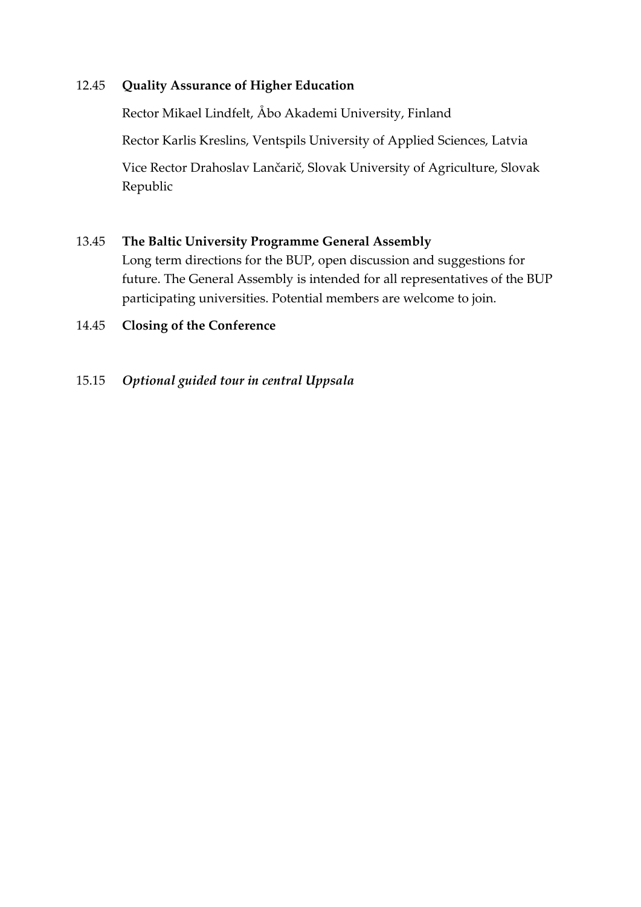12.45 **Quality Assurance of Higher Education**

Rector Mikael Lindfelt, Åbo Akademi University, Finland

Rector Karlis Kreslins, Ventspils University of Applied Sciences, Latvia

Vice Rector Drahoslav Lančarič, Slovak University of Agriculture, Slovak Republic

13.45 **The Baltic University Programme General Assembly**
Long term directions for the BUP, open discussion and suggestions for future. The General Assembly is intended for all representatives of the BUP participating universities. Potential members are welcome to join.

14.45 **Closing of the Conference**

15.15 ***Optional guided tour in central Uppsala***